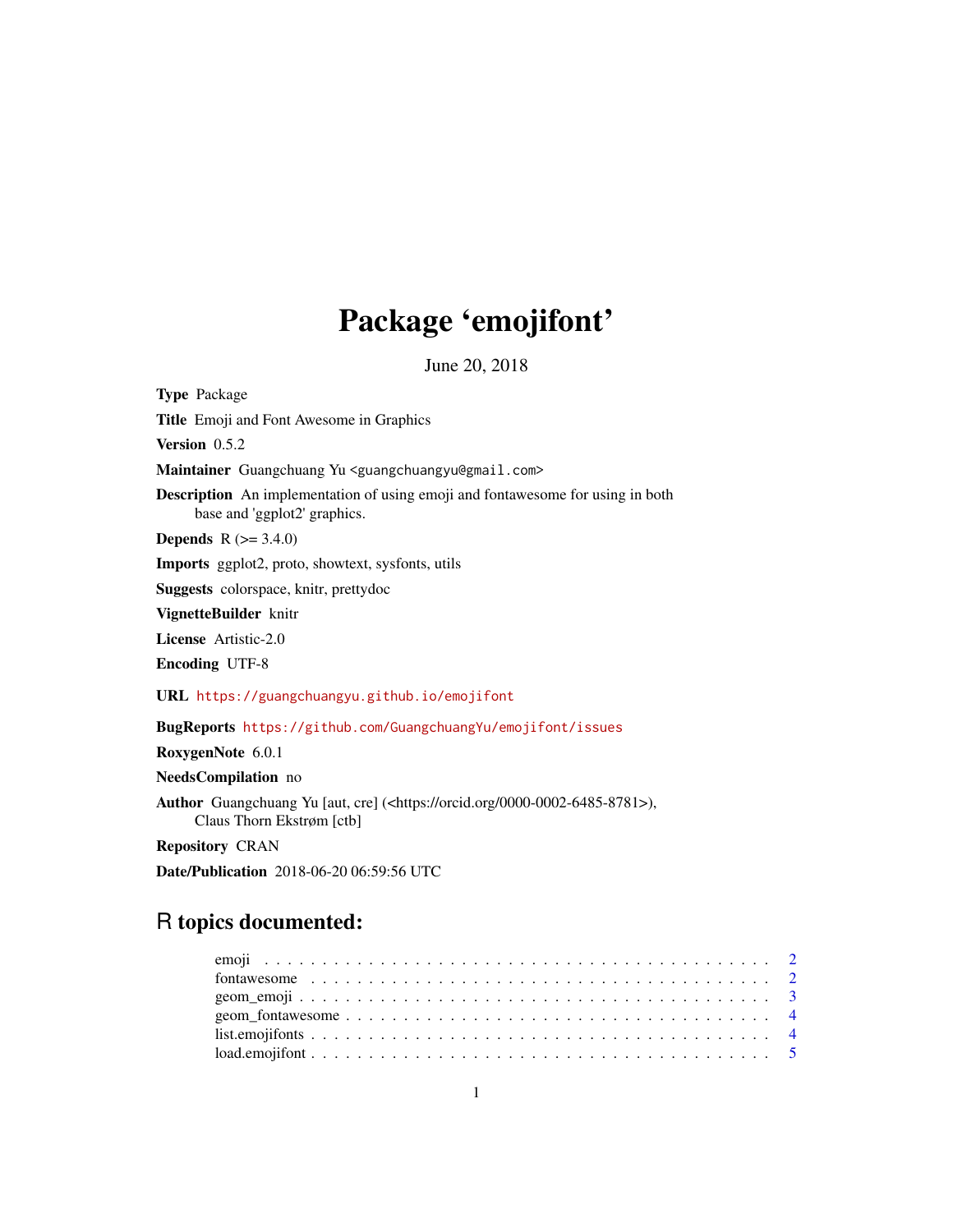# Package 'emojifont'

June 20, 2018

**Type** Package

**Title** Emoji and Font Awesome in Graphics

**Version** 0.5.2

**Maintainer** Guangchuang Yu <guangchuangyu@gmail.com>

**Description** An implementation of using emoji and fontawesome for using in both base and 'ggplot2' graphics.

**Depends** R (>= 3.4.0)

**Imports** ggplot2, proto, showtext, sysfonts, utils

**Suggests** colorspace, knitr, prettydoc

**VignetteBuilder** knitr

**License** Artistic-2.0

**Encoding** UTF-8

**URL** https://guangchuangyu.github.io/emojifont

**BugReports** https://github.com/GuangchuangYu/emojifont/issues

**RoxygenNote** 6.0.1

**NeedsCompilation** no

**Author** Guangchuang Yu [aut, cre] (<https://orcid.org/0000-0002-6485-8781>), Claus Thorn Ekstrøm [ctb]

**Repository** CRAN

**Date/Publication** 2018-06-20 06:59:56 UTC

## R topics documented:

- emoji . . . . . . . . . . . . . . . . . . . . . . . . . . . . . . . . . . . . . . . . . . . 2
- fontawesome . . . . . . . . . . . . . . . . . . . . . . . . . . . . . . . . . . . . . . . 2
- geom_emoji . . . . . . . . . . . . . . . . . . . . . . . . . . . . . . . . . . . . . . . . 3
- geom_fontawesome . . . . . . . . . . . . . . . . . . . . . . . . . . . . . . . . . . . . 4
- list.emojifonts . . . . . . . . . . . . . . . . . . . . . . . . . . . . . . . . . . . . . . 4
- load.emojifont . . . . . . . . . . . . . . . . . . . . . . . . . . . . . . . . . . . . . . 5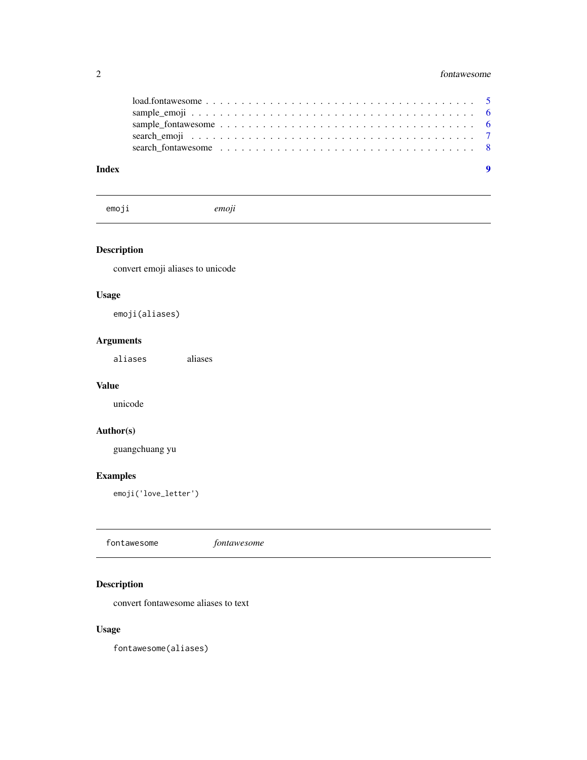load.fontawesome . . . . . . . . . . . . . . . . . . . . . . . . . . . . . . . . . . . 5
sample_emoji . . . . . . . . . . . . . . . . . . . . . . . . . . . . . . . . . . . . . 6
sample_fontawesome . . . . . . . . . . . . . . . . . . . . . . . . . . . . . . . . . . 6
search_emoji . . . . . . . . . . . . . . . . . . . . . . . . . . . . . . . . . . . . . 7
search_fontawesome . . . . . . . . . . . . . . . . . . . . . . . . . . . . . . . . . . 8

**Index** **9**

---

`emoji` *emoji*

---

## Description

convert emoji aliases to unicode

## Usage

```
emoji(aliases)
```

## Arguments

| | |
|---|---|
| `aliases` | aliases |

## Value

unicode

## Author(s)

guangchuang yu

## Examples

```
emoji('love_letter')
```

---

`fontawesome` *fontawesome*

---

## Description

convert fontawesome aliases to text

## Usage

```
fontawesome(aliases)
```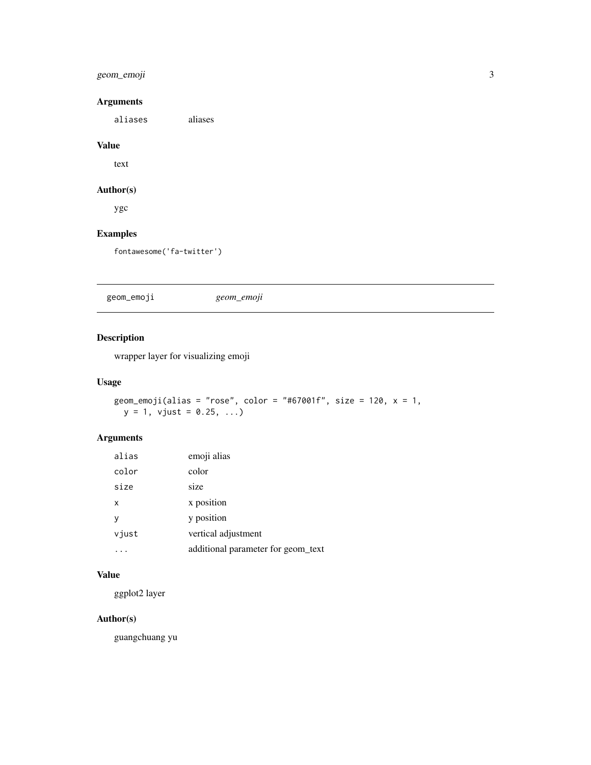### Arguments

| | |
|---|---|
| aliases | aliases |

### Value

text

### Author(s)

ygc

### Examples

```
fontawesome('fa-twitter')
```

---

## geom_emoji    *geom_emoji*

### Description

wrapper layer for visualizing emoji

### Usage

```
geom_emoji(alias = "rose", color = "#67001f", size = 120, x = 1,
  y = 1, vjust = 0.25, ...)
```

### Arguments

| | |
|---|---|
| alias | emoji alias |
| color | color |
| size | size |
| x | x position |
| y | y position |
| vjust | vertical adjustment |
| ... | additional parameter for geom_text |

### Value

ggplot2 layer

### Author(s)

guangchuang yu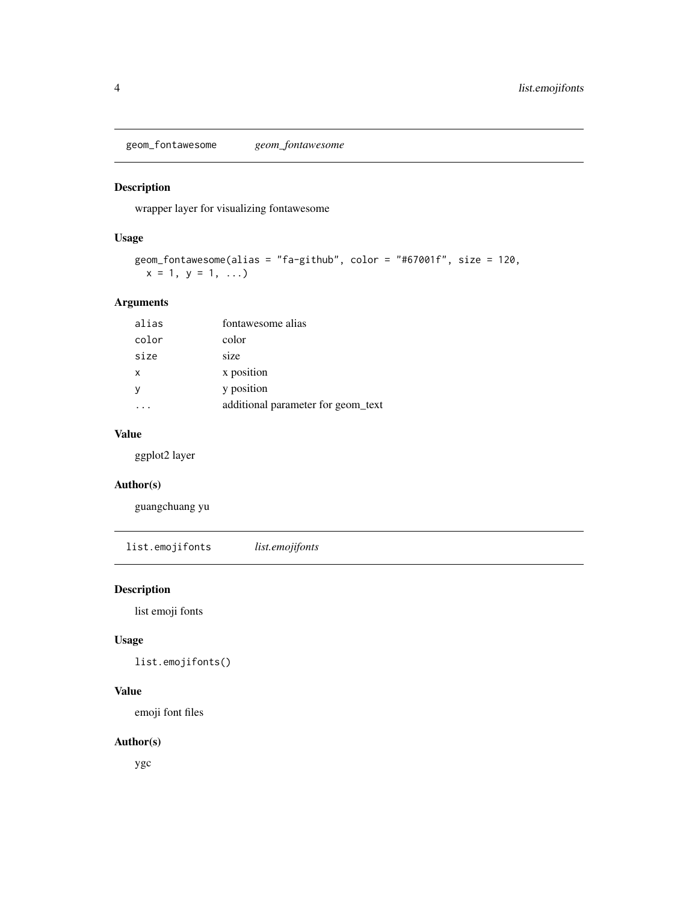## geom_fontawesome *geom_fontawesome*

### Description

wrapper layer for visualizing fontawesome

### Usage

```
geom_fontawesome(alias = "fa-github", color = "#67001f", size = 120,
  x = 1, y = 1, ...)
```

### Arguments

| | |
|---|---|
| alias | fontawesome alias |
| color | color |
| size | size |
| x | x position |
| y | y position |
| ... | additional parameter for geom_text |

### Value

ggplot2 layer

### Author(s)

guangchuang yu

## list.emojifonts *list.emojifonts*

### Description

list emoji fonts

### Usage

```
list.emojifonts()
```

### Value

emoji font files

### Author(s)

ygc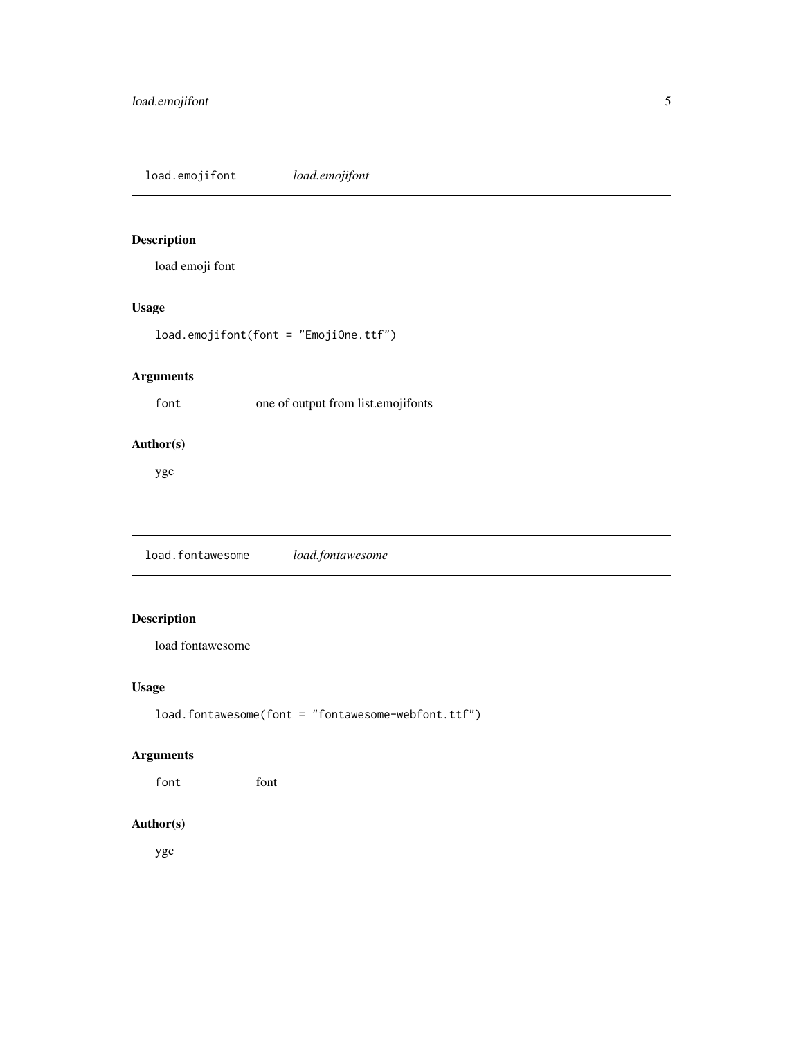## load.emojifont *load.emojifont*

### Description

load emoji font

### Usage

```
load.emojifont(font = "EmojiOne.ttf")
```

### Arguments

| | |
|---|---|
| font | one of output from list.emojifonts |

### Author(s)

ygc

## load.fontawesome *load.fontawesome*

### Description

load fontawesome

### Usage

```
load.fontawesome(font = "fontawesome-webfont.ttf")
```

### Arguments

| | |
|---|---|
| font | font |

### Author(s)

ygc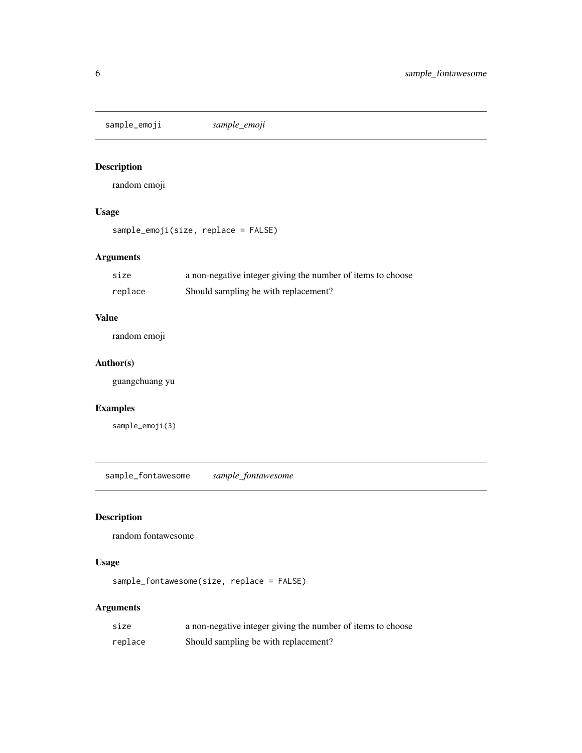## sample_emoji    *sample_emoji*

### Description

random emoji

### Usage

```
sample_emoji(size, replace = FALSE)
```

### Arguments

| | |
|---|---|
| size | a non-negative integer giving the number of items to choose |
| replace | Should sampling be with replacement? |

### Value

random emoji

### Author(s)

guangchuang yu

### Examples

```
sample_emoji(3)
```

## sample_fontawesome    *sample_fontawesome*

### Description

random fontawesome

### Usage

```
sample_fontawesome(size, replace = FALSE)
```

### Arguments

| | |
|---|---|
| size | a non-negative integer giving the number of items to choose |
| replace | Should sampling be with replacement? |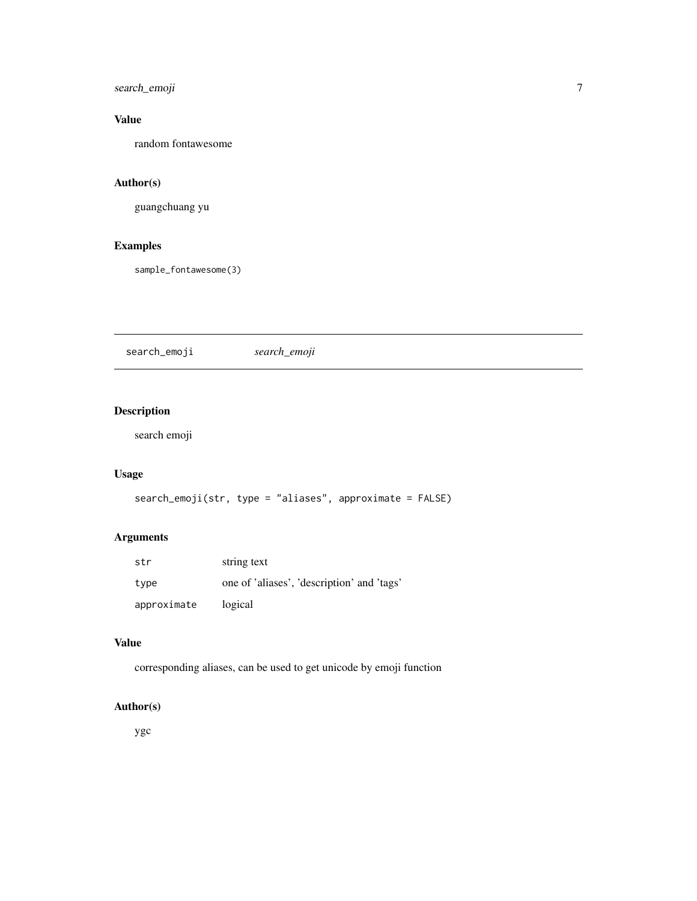## Value

random fontawesome

## Author(s)

guangchuang yu

## Examples

```
sample_fontawesome(3)
```

---

# search_emoji    *search_emoji*

---

## Description

search emoji

## Usage

```
search_emoji(str, type = "aliases", approximate = FALSE)
```

## Arguments

| | |
|---|---|
| str | string text |
| type | one of 'aliases', 'description' and 'tags' |
| approximate | logical |

## Value

corresponding aliases, can be used to get unicode by emoji function

## Author(s)

ygc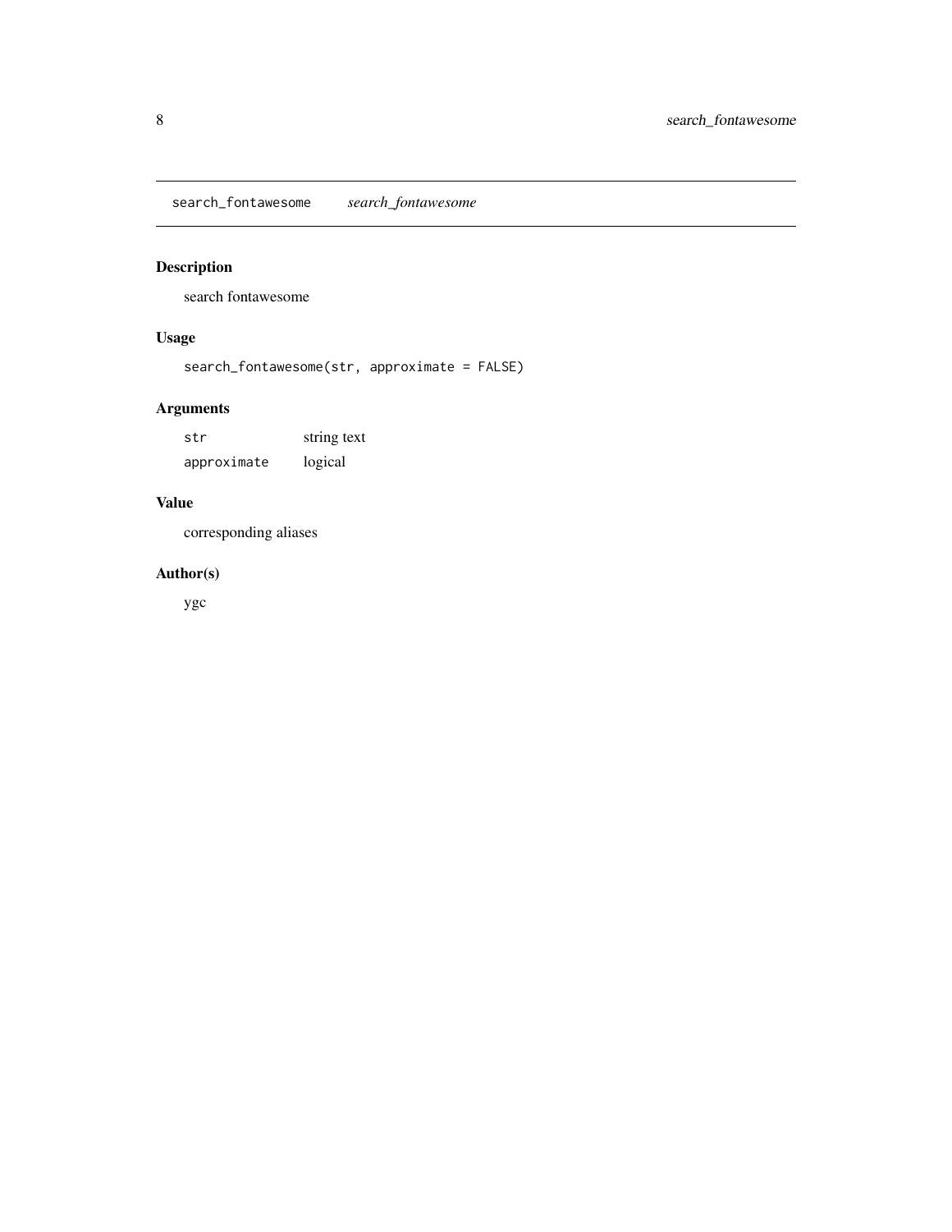## search_fontawesome *search_fontawesome*

### Description

search fontawesome

### Usage

```
search_fontawesome(str, approximate = FALSE)
```

### Arguments

| | |
|---|---|
| `str` | string text |
| `approximate` | logical |

### Value

corresponding aliases

### Author(s)

ygc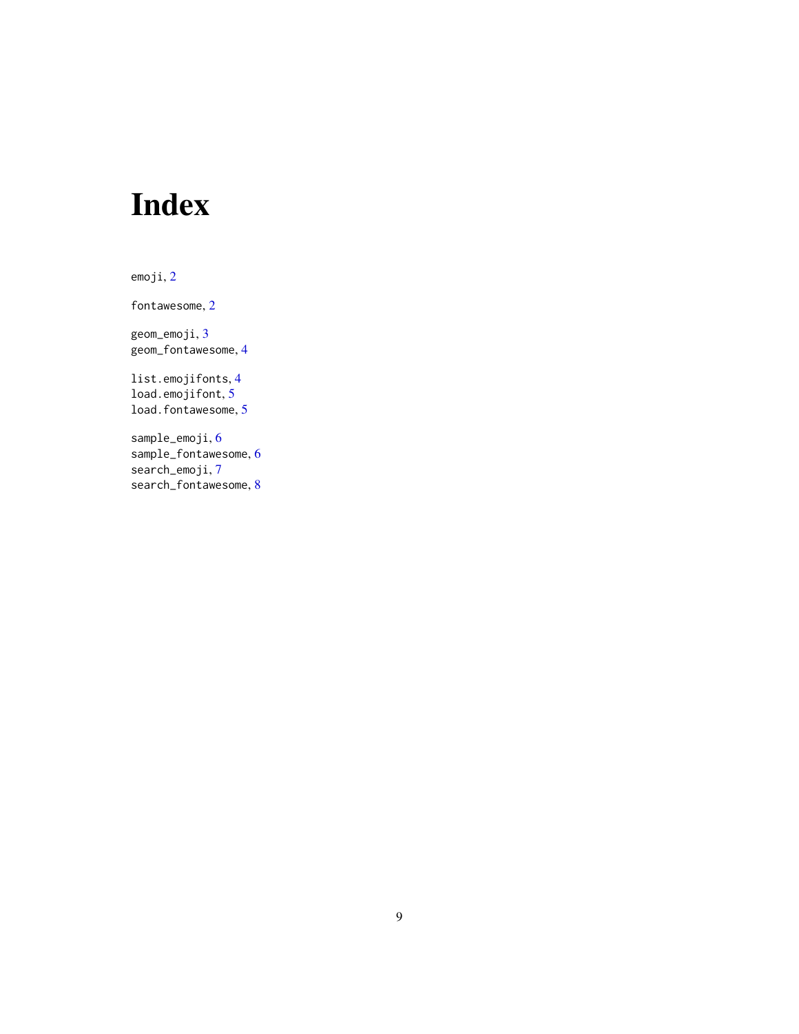# Index

emoji, 2

fontawesome, 2

geom_emoji, 3
geom_fontawesome, 4

list.emojifonts, 4
load.emojifont, 5
load.fontawesome, 5

sample_emoji, 6
sample_fontawesome, 6
search_emoji, 7
search_fontawesome, 8